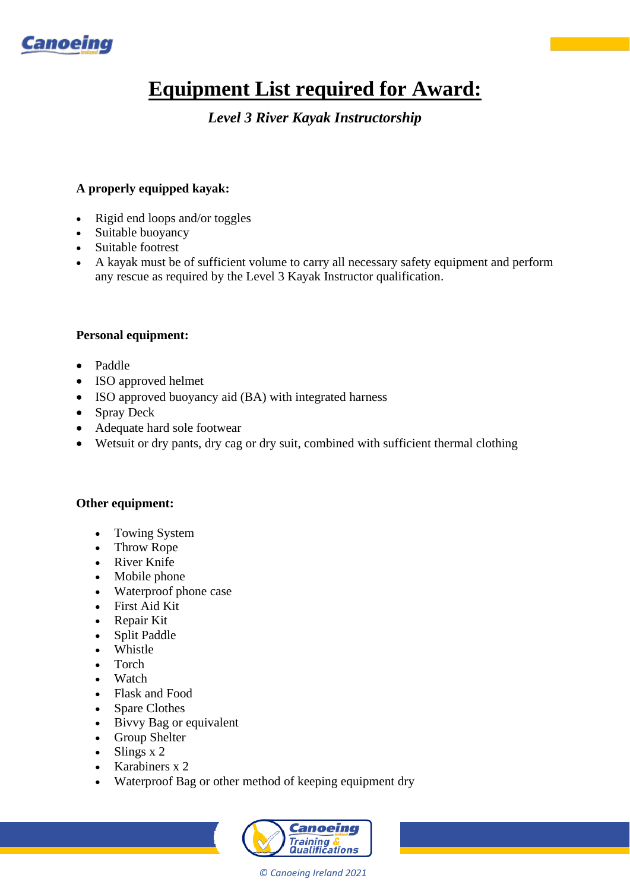# Equipment List required for Award:

*Level 3 River Kayak Instructorship*

**A properly equipped kayak:**

- Rigid end loops and/or toggles
- Suitable buoyancy
- Suitable footrest
- A kayak must be of sufficient volume to carry all necessary safety equipment and perform any rescue as required by the Level 3 Kayak Instructor qualification.

**Personal equipment:**

- Paddle
- ISO approved helmet
- ISO approved buoyancy aid (BA) with integrated harness
- Spray Deck
- Adequate hard sole footwear
- Wetsuit or dry pants, dry cag or dry suit, combined with sufficient thermal clothing

**Other equipment:**

- Towing System
- Throw Rope
- River Knife
- Mobile phone
- Waterproof phone case
- First Aid Kit
- Repair Kit
- Split Paddle
- Whistle
- Torch
- Watch
- Flask and Food
- Spare Clothes
- Bivvy Bag or equivalent
- Group Shelter
- Slings x 2
- Karabiners x 2
- Waterproof Bag or other method of keeping equipment dry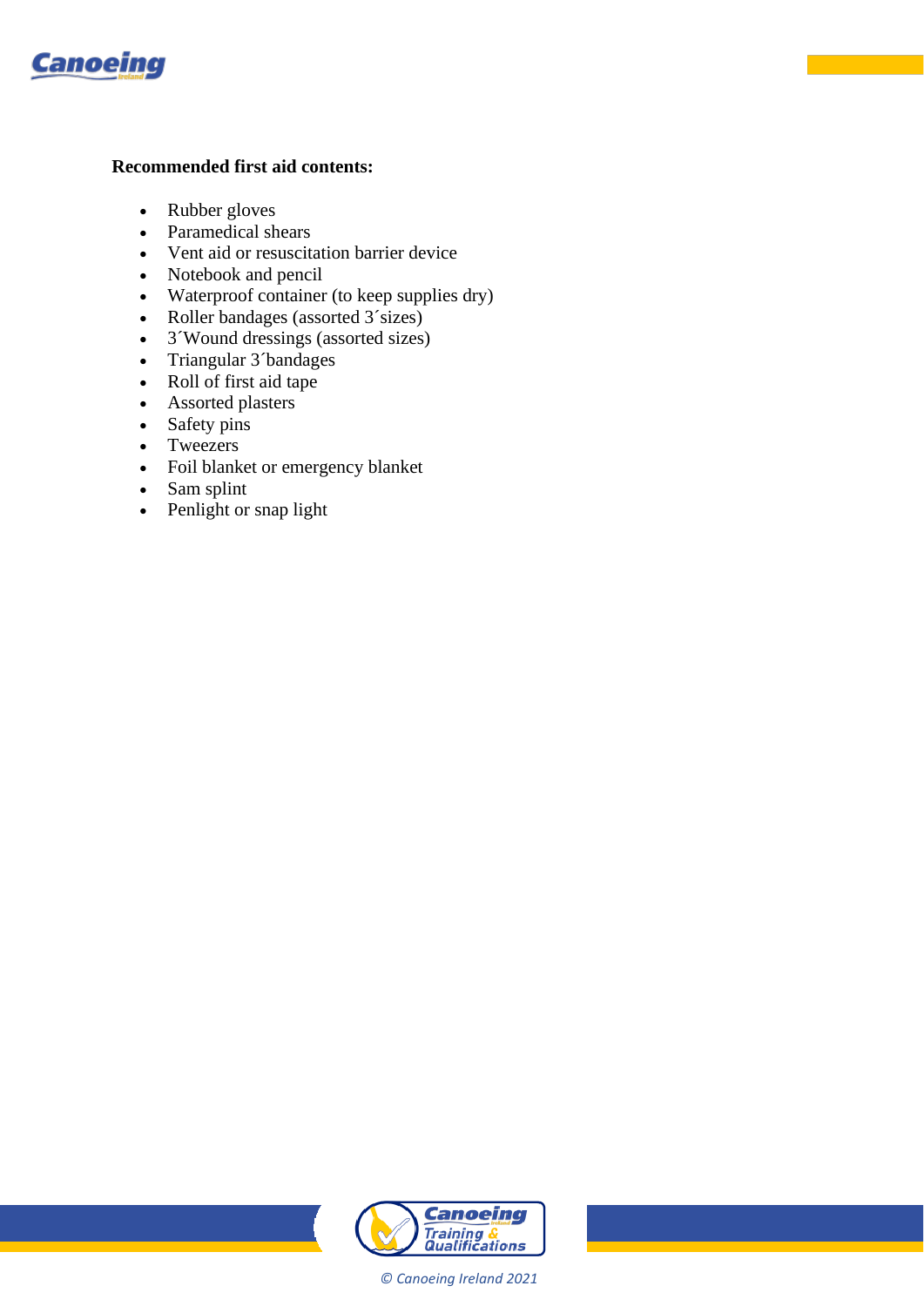**Recommended first aid contents:**

- Rubber gloves
- Paramedical shears
- Vent aid or resuscitation barrier device
- Notebook and pencil
- Waterproof container (to keep supplies dry)
- Roller bandages (assorted 3´sizes)
- 3´Wound dressings (assorted sizes)
- Triangular 3´bandages
- Roll of first aid tape
- Assorted plasters
- Safety pins
- Tweezers
- Foil blanket or emergency blanket
- Sam splint
- Penlight or snap light